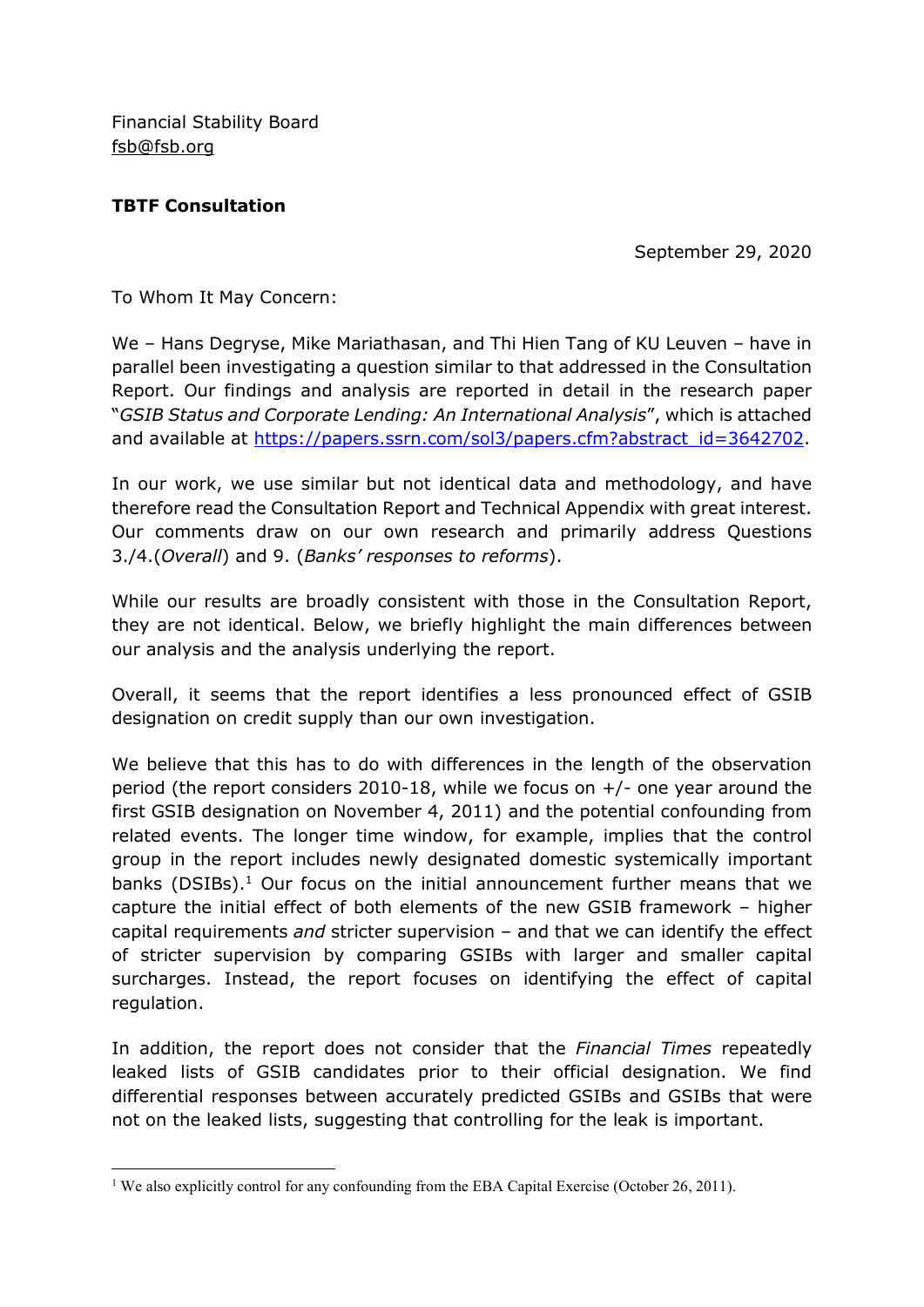Financial Stability Board
fsb@fsb.org

**TBTF Consultation**

September 29, 2020

To Whom It May Concern:

We – Hans Degryse, Mike Mariathasan, and Thi Hien Tang of KU Leuven – have in parallel been investigating a question similar to that addressed in the Consultation Report. Our findings and analysis are reported in detail in the research paper "*GSIB Status and Corporate Lending: An International Analysis*", which is attached and available at https://papers.ssrn.com/sol3/papers.cfm?abstract_id=3642702.

In our work, we use similar but not identical data and methodology, and have therefore read the Consultation Report and Technical Appendix with great interest. Our comments draw on our own research and primarily address Questions 3./4.(*Overall*) and 9. (*Banks' responses to reforms*).

While our results are broadly consistent with those in the Consultation Report, they are not identical. Below, we briefly highlight the main differences between our analysis and the analysis underlying the report.

Overall, it seems that the report identifies a less pronounced effect of GSIB designation on credit supply than our own investigation.

We believe that this has to do with differences in the length of the observation period (the report considers 2010-18, while we focus on +/- one year around the first GSIB designation on November 4, 2011) and the potential confounding from related events. The longer time window, for example, implies that the control group in the report includes newly designated domestic systemically important banks (DSIBs).[1] Our focus on the initial announcement further means that we capture the initial effect of both elements of the new GSIB framework – higher capital requirements *and* stricter supervision – and that we can identify the effect of stricter supervision by comparing GSIBs with larger and smaller capital surcharges. Instead, the report focuses on identifying the effect of capital regulation.

In addition, the report does not consider that the *Financial Times* repeatedly leaked lists of GSIB candidates prior to their official designation. We find differential responses between accurately predicted GSIBs and GSIBs that were not on the leaked lists, suggesting that controlling for the leak is important.

[1] We also explicitly control for any confounding from the EBA Capital Exercise (October 26, 2011).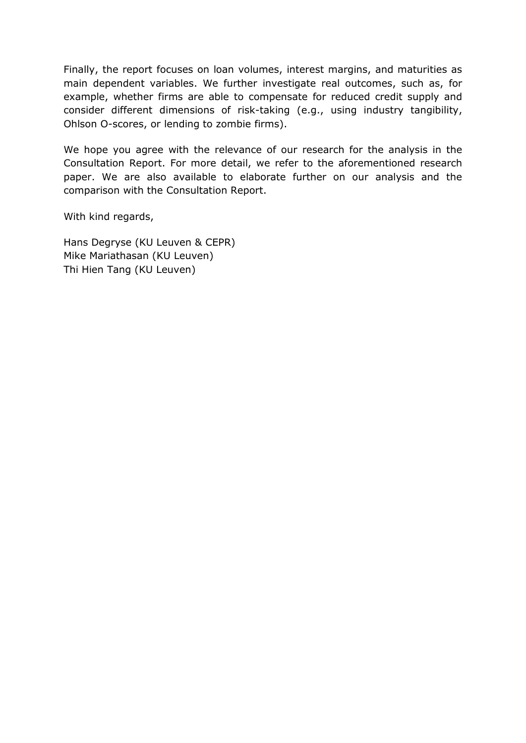Finally, the report focuses on loan volumes, interest margins, and maturities as main dependent variables. We further investigate real outcomes, such as, for example, whether firms are able to compensate for reduced credit supply and consider different dimensions of risk-taking (e.g., using industry tangibility, Ohlson O-scores, or lending to zombie firms).

We hope you agree with the relevance of our research for the analysis in the Consultation Report. For more detail, we refer to the aforementioned research paper. We are also available to elaborate further on our analysis and the comparison with the Consultation Report.

With kind regards,

Hans Degryse (KU Leuven & CEPR)  
Mike Mariathasan (KU Leuven)  
Thi Hien Tang (KU Leuven)